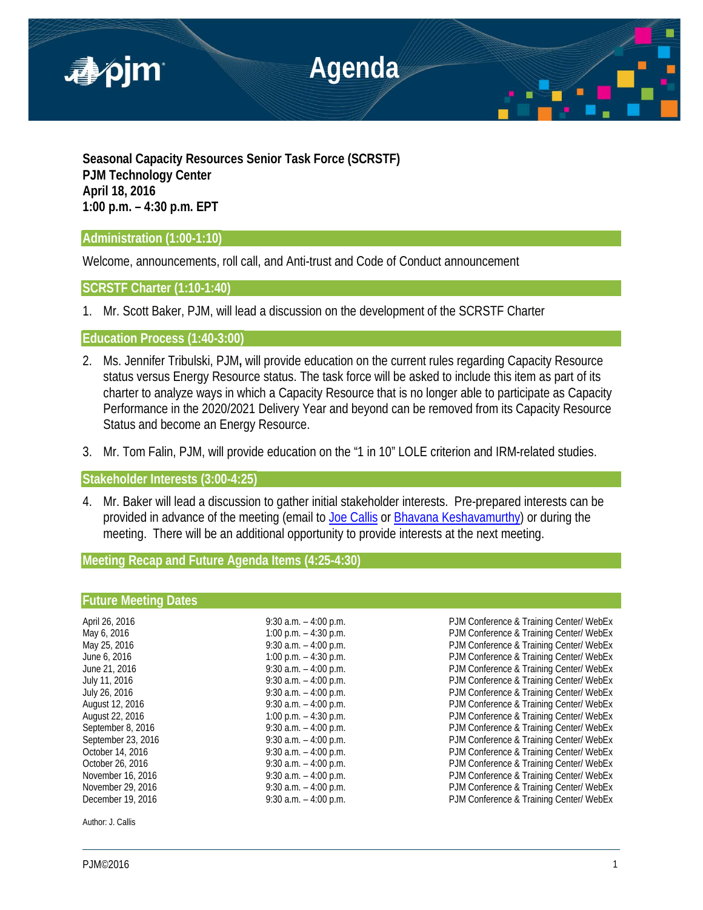# Agenda

**Seasonal Capacity Resources Senior Task Force (SCRSTF)**
**PJM Technology Center**
**April 18, 2016**
**1:00 p.m. – 4:30 p.m. EPT**

## Administration (1:00-1:10)

Welcome, announcements, roll call, and Anti-trust and Code of Conduct announcement

## SCRSTF Charter (1:10-1:40)

1. Mr. Scott Baker, PJM, will lead a discussion on the development of the SCRSTF Charter

## Education Process (1:40-3:00)

2. Ms. Jennifer Tribulski, PJM**,** will provide education on the current rules regarding Capacity Resource status versus Energy Resource status. The task force will be asked to include this item as part of its charter to analyze ways in which a Capacity Resource that is no longer able to participate as Capacity Performance in the 2020/2021 Delivery Year and beyond can be removed from its Capacity Resource Status and become an Energy Resource.

3. Mr. Tom Falin, PJM, will provide education on the "1 in 10" LOLE criterion and IRM-related studies.

## Stakeholder Interests (3:00-4:25)

4. Mr. Baker will lead a discussion to gather initial stakeholder interests. Pre-prepared interests can be provided in advance of the meeting (email to Joe Callis or Bhavana Keshavamurthy) or during the meeting. There will be an additional opportunity to provide interests at the next meeting.

## Meeting Recap and Future Agenda Items (4:25-4:30)

## Future Meeting Dates

| | | |
|---|---|---|
| April 26, 2016 | 9:30 a.m. – 4:00 p.m. | PJM Conference & Training Center/ WebEx |
| May 6, 2016 | 1:00 p.m. – 4:30 p.m. | PJM Conference & Training Center/ WebEx |
| May 25, 2016 | 9:30 a.m. – 4:00 p.m. | PJM Conference & Training Center/ WebEx |
| June 6, 2016 | 1:00 p.m. – 4:30 p.m. | PJM Conference & Training Center/ WebEx |
| June 21, 2016 | 9:30 a.m. – 4:00 p.m. | PJM Conference & Training Center/ WebEx |
| July 11, 2016 | 9:30 a.m. – 4:00 p.m. | PJM Conference & Training Center/ WebEx |
| July 26, 2016 | 9:30 a.m. – 4:00 p.m. | PJM Conference & Training Center/ WebEx |
| August 12, 2016 | 9:30 a.m. – 4:00 p.m. | PJM Conference & Training Center/ WebEx |
| August 22, 2016 | 1:00 p.m. – 4:30 p.m. | PJM Conference & Training Center/ WebEx |
| September 8, 2016 | 9:30 a.m. – 4:00 p.m. | PJM Conference & Training Center/ WebEx |
| September 23, 2016 | 9:30 a.m. – 4:00 p.m. | PJM Conference & Training Center/ WebEx |
| October 14, 2016 | 9:30 a.m. – 4:00 p.m. | PJM Conference & Training Center/ WebEx |
| October 26, 2016 | 9:30 a.m. – 4:00 p.m. | PJM Conference & Training Center/ WebEx |
| November 16, 2016 | 9:30 a.m. – 4:00 p.m. | PJM Conference & Training Center/ WebEx |
| November 29, 2016 | 9:30 a.m. – 4:00 p.m. | PJM Conference & Training Center/ WebEx |
| December 19, 2016 | 9:30 a.m. – 4:00 p.m. | PJM Conference & Training Center/ WebEx |

Author: J. Callis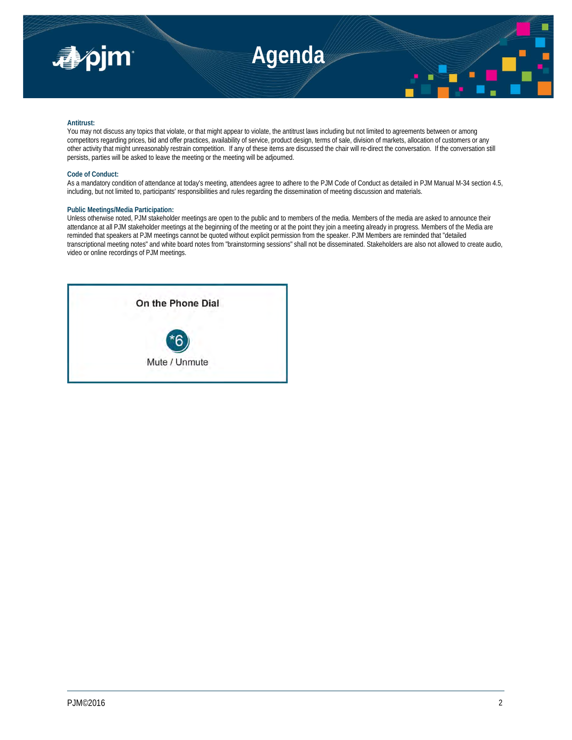# Agenda

**Antitrust:**

You may not discuss any topics that violate, or that might appear to violate, the antitrust laws including but not limited to agreements between or among competitors regarding prices, bid and offer practices, availability of service, product design, terms of sale, division of markets, allocation of customers or any other activity that might unreasonably restrain competition. If any of these items are discussed the chair will re-direct the conversation. If the conversation still persists, parties will be asked to leave the meeting or the meeting will be adjourned.

**Code of Conduct:**

As a mandatory condition of attendance at today's meeting, attendees agree to adhere to the PJM Code of Conduct as detailed in PJM Manual M-34 section 4.5, including, but not limited to, participants' responsibilities and rules regarding the dissemination of meeting discussion and materials.

**Public Meetings/Media Participation:**

Unless otherwise noted, PJM stakeholder meetings are open to the public and to members of the media. Members of the media are asked to announce their attendance at all PJM stakeholder meetings at the beginning of the meeting or at the point they join a meeting already in progress. Members of the Media are reminded that speakers at PJM meetings cannot be quoted without explicit permission from the speaker. PJM Members are reminded that "detailed transcriptional meeting notes" and white board notes from "brainstorming sessions" shall not be disseminated. Stakeholders are also not allowed to create audio, video or online recordings of PJM meetings.

On the Phone Dial

*6

Mute / Unmute

PJM©2016